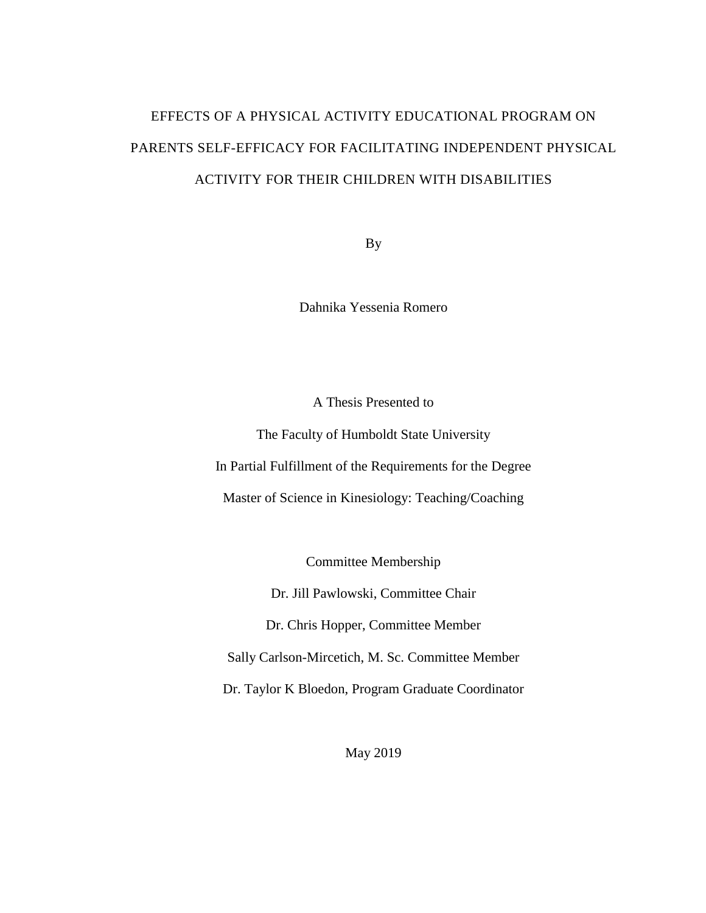# EFFECTS OF A PHYSICAL ACTIVITY EDUCATIONAL PROGRAM ON PARENTS SELF-EFFICACY FOR FACILITATING INDEPENDENT PHYSICAL ACTIVITY FOR THEIR CHILDREN WITH DISABILITIES

By

Dahnika Yessenia Romero

A Thesis Presented to

The Faculty of Humboldt State University

In Partial Fulfillment of the Requirements for the Degree

Master of Science in Kinesiology: Teaching/Coaching

Committee Membership

Dr. Jill Pawlowski, Committee Chair

Dr. Chris Hopper, Committee Member

Sally Carlson-Mircetich, M. Sc. Committee Member

Dr. Taylor K Bloedon, Program Graduate Coordinator

May 2019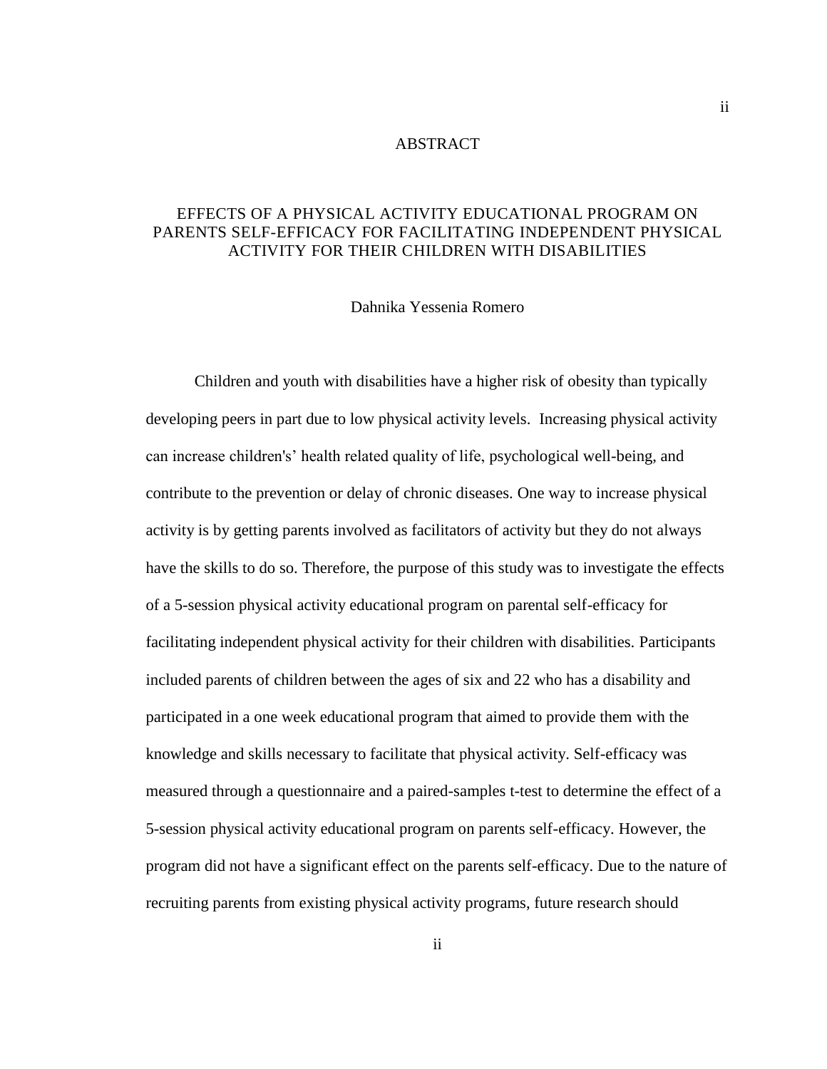# ABSTRACT

## EFFECTS OF A PHYSICAL ACTIVITY EDUCATIONAL PROGRAM ON PARENTS SELF-EFFICACY FOR FACILITATING INDEPENDENT PHYSICAL ACTIVITY FOR THEIR CHILDREN WITH DISABILITIES

Dahnika Yessenia Romero

Children and youth with disabilities have a higher risk of obesity than typically developing peers in part due to low physical activity levels. Increasing physical activity can increase children's' health related quality of life, psychological well-being, and contribute to the prevention or delay of chronic diseases. One way to increase physical activity is by getting parents involved as facilitators of activity but they do not always have the skills to do so. Therefore, the purpose of this study was to investigate the effects of a 5-session physical activity educational program on parental self-efficacy for facilitating independent physical activity for their children with disabilities. Participants included parents of children between the ages of six and 22 who has a disability and participated in a one week educational program that aimed to provide them with the knowledge and skills necessary to facilitate that physical activity. Self-efficacy was measured through a questionnaire and a paired-samples t-test to determine the effect of a 5-session physical activity educational program on parents self-efficacy. However, the program did not have a significant effect on the parents self-efficacy. Due to the nature of recruiting parents from existing physical activity programs, future research should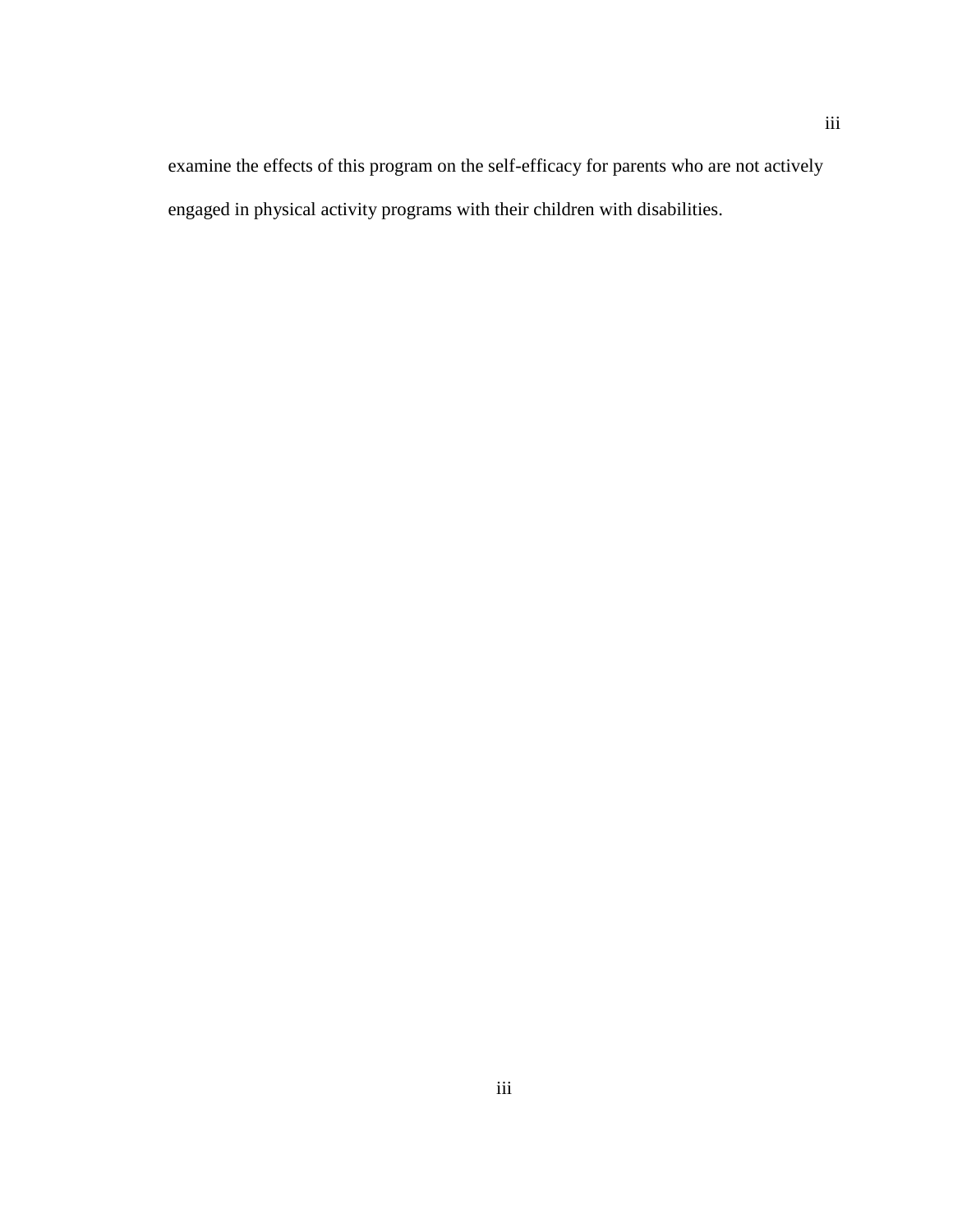examine the effects of this program on the self-efficacy for parents who are not actively engaged in physical activity programs with their children with disabilities.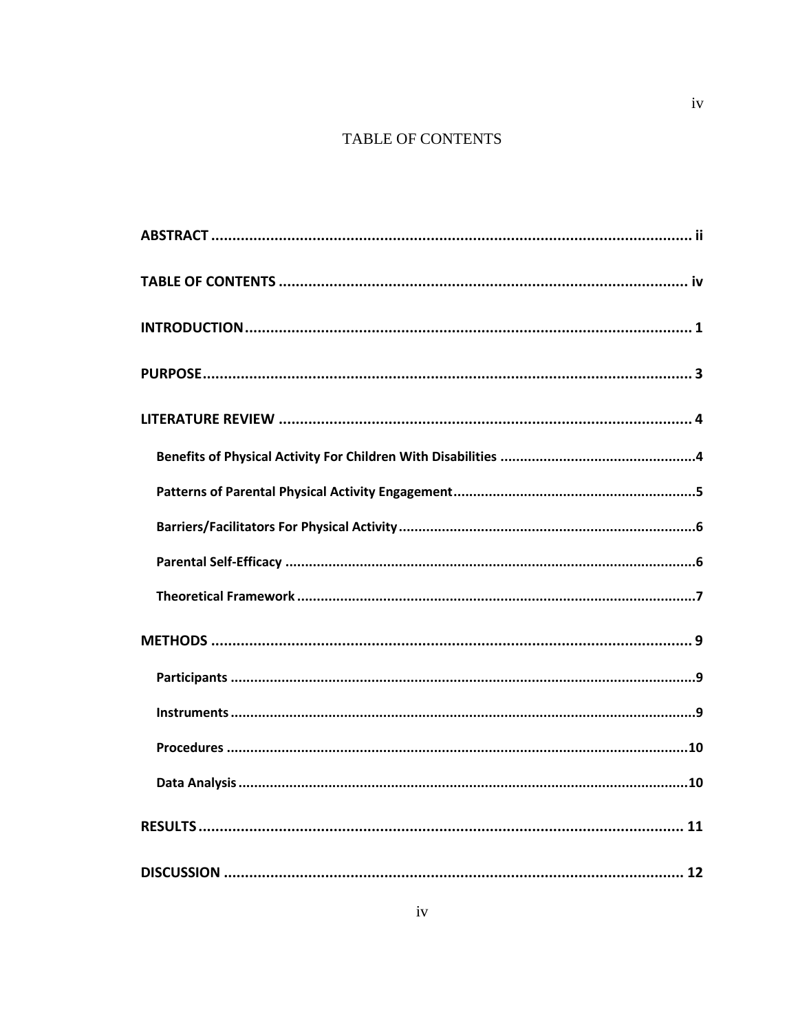# TABLE OF CONTENTS

**ABSTRACT** .................................................................................................................. ii

**TABLE OF CONTENTS** ................................................................................................ iv

**INTRODUCTION** ......................................................................................................... 1

**PURPOSE** .................................................................................................................... 3

**LITERATURE REVIEW** .................................................................................................. 4

- **Benefits of Physical Activity For Children With Disabilities** ..........................................4
- **Patterns of Parental Physical Activity Engagement** .......................................................5
- **Barriers/Facilitators For Physical Activity** .....................................................................6
- **Parental Self-Efficacy** ...................................................................................................6
- **Theoretical Framework** .................................................................................................7

**METHODS** .................................................................................................................... 9

- **Participants** ...................................................................................................................9
- **Instruments** ...................................................................................................................9
- **Procedures** ...................................................................................................................10
- **Data Analysis** ...............................................................................................................10

**RESULTS** .................................................................................................................... 11

**DISCUSSION** ............................................................................................................... 12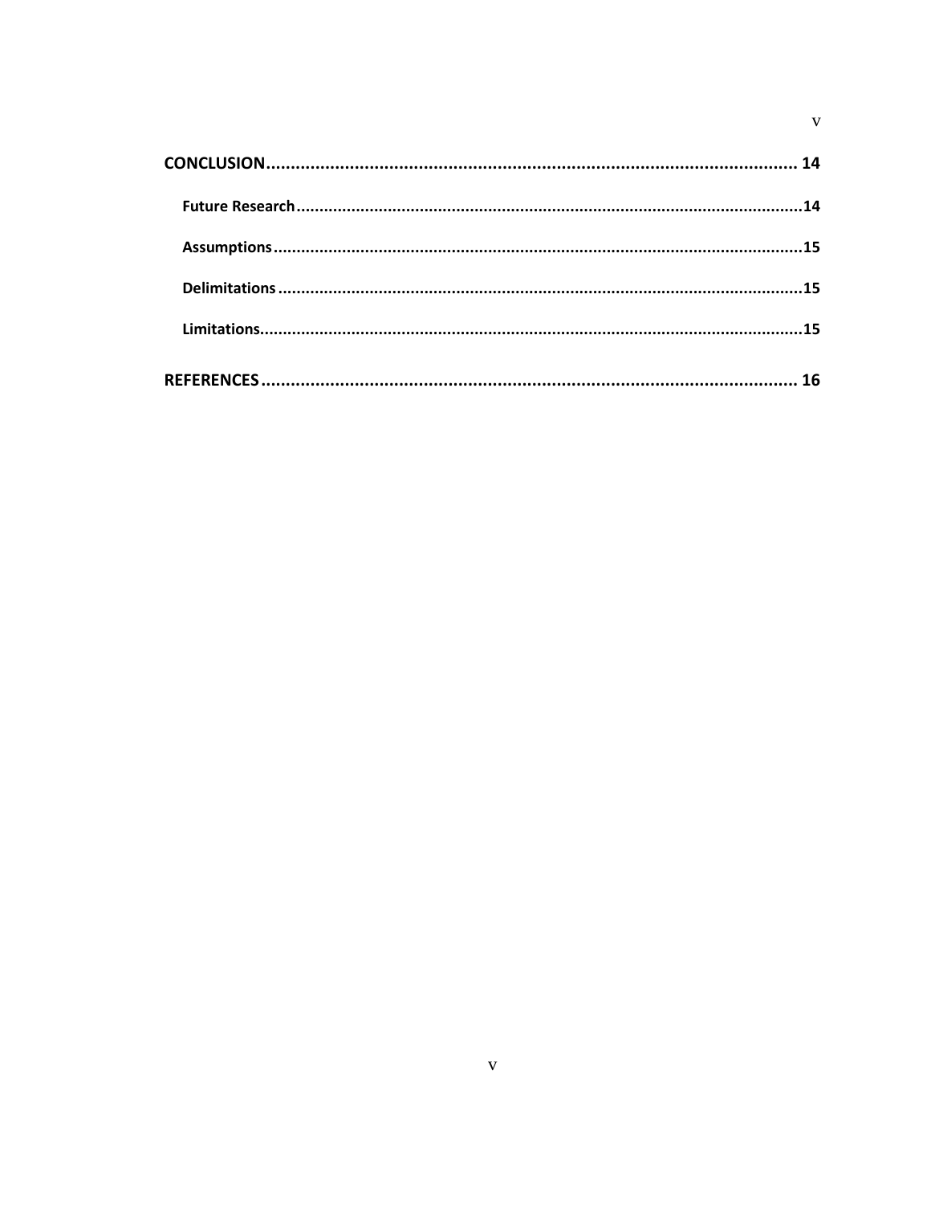**CONCLUSION** ............................................................................................................. 14

**Future Research** ..............................................................................................................14

**Assumptions** ...................................................................................................................15

**Delimitations** ...................................................................................................................15

**Limitations** ......................................................................................................................15

**REFERENCES** ............................................................................................................. 16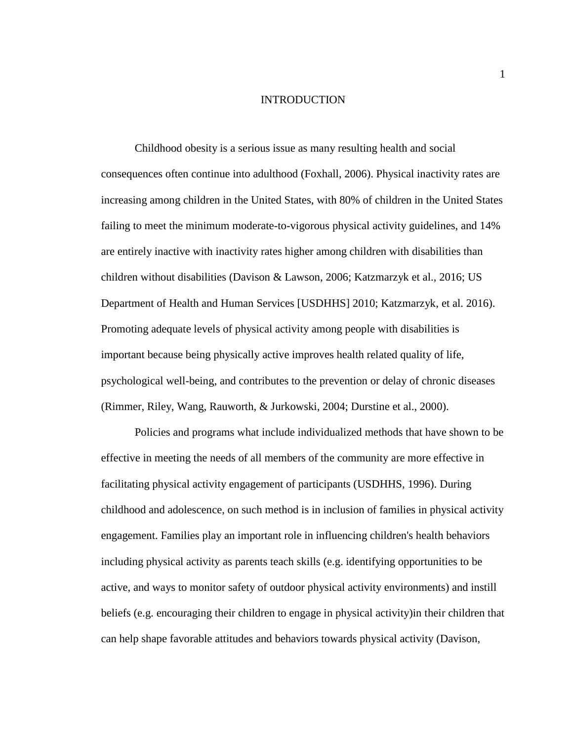# INTRODUCTION

Childhood obesity is a serious issue as many resulting health and social consequences often continue into adulthood (Foxhall, 2006). Physical inactivity rates are increasing among children in the United States, with 80% of children in the United States failing to meet the minimum moderate-to-vigorous physical activity guidelines, and 14% are entirely inactive with inactivity rates higher among children with disabilities than children without disabilities (Davison & Lawson, 2006; Katzmarzyk et al., 2016; US Department of Health and Human Services [USDHHS] 2010; Katzmarzyk, et al. 2016). Promoting adequate levels of physical activity among people with disabilities is important because being physically active improves health related quality of life, psychological well-being, and contributes to the prevention or delay of chronic diseases (Rimmer, Riley, Wang, Rauworth, & Jurkowski, 2004; Durstine et al., 2000).

Policies and programs what include individualized methods that have shown to be effective in meeting the needs of all members of the community are more effective in facilitating physical activity engagement of participants (USDHHS, 1996). During childhood and adolescence, on such method is in inclusion of families in physical activity engagement. Families play an important role in influencing children's health behaviors including physical activity as parents teach skills (e.g. identifying opportunities to be active, and ways to monitor safety of outdoor physical activity environments) and instill beliefs (e.g. encouraging their children to engage in physical activity)in their children that can help shape favorable attitudes and behaviors towards physical activity (Davison,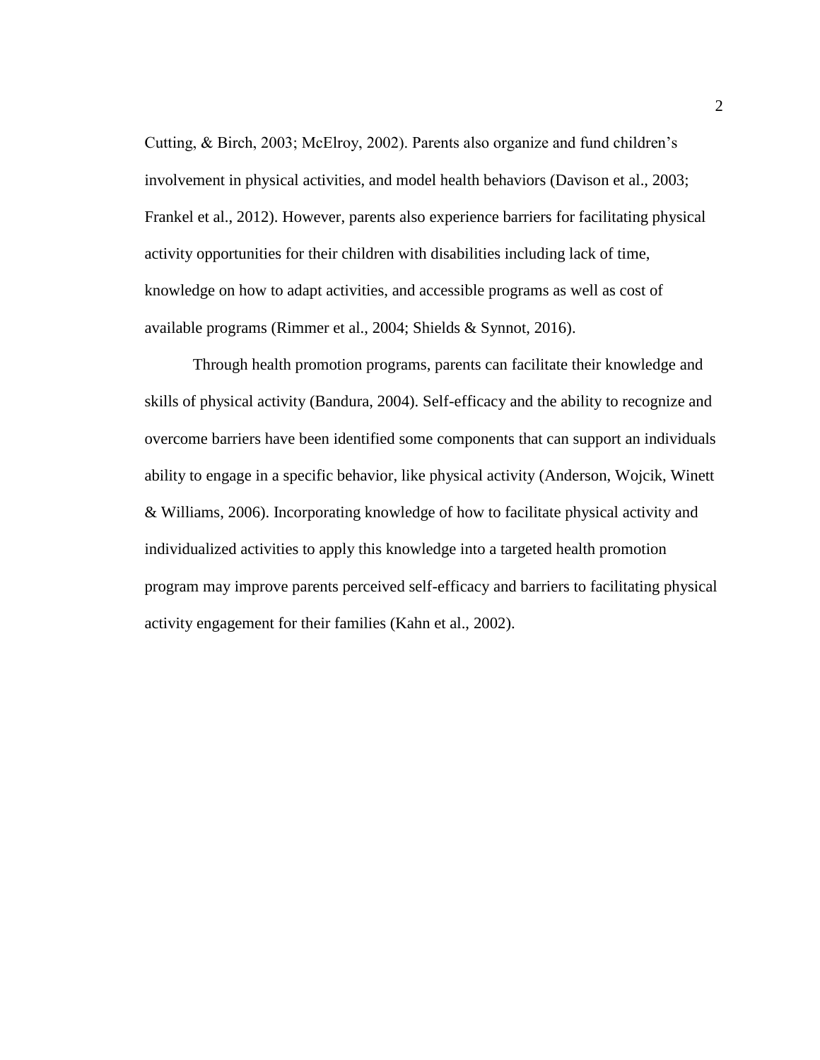Cutting, & Birch, 2003; McElroy, 2002). Parents also organize and fund children's involvement in physical activities, and model health behaviors (Davison et al., 2003; Frankel et al., 2012). However, parents also experience barriers for facilitating physical activity opportunities for their children with disabilities including lack of time, knowledge on how to adapt activities, and accessible programs as well as cost of available programs (Rimmer et al., 2004; Shields & Synnot, 2016).

Through health promotion programs, parents can facilitate their knowledge and skills of physical activity (Bandura, 2004). Self-efficacy and the ability to recognize and overcome barriers have been identified some components that can support an individuals ability to engage in a specific behavior, like physical activity (Anderson, Wojcik, Winett & Williams, 2006). Incorporating knowledge of how to facilitate physical activity and individualized activities to apply this knowledge into a targeted health promotion program may improve parents perceived self-efficacy and barriers to facilitating physical activity engagement for their families (Kahn et al., 2002).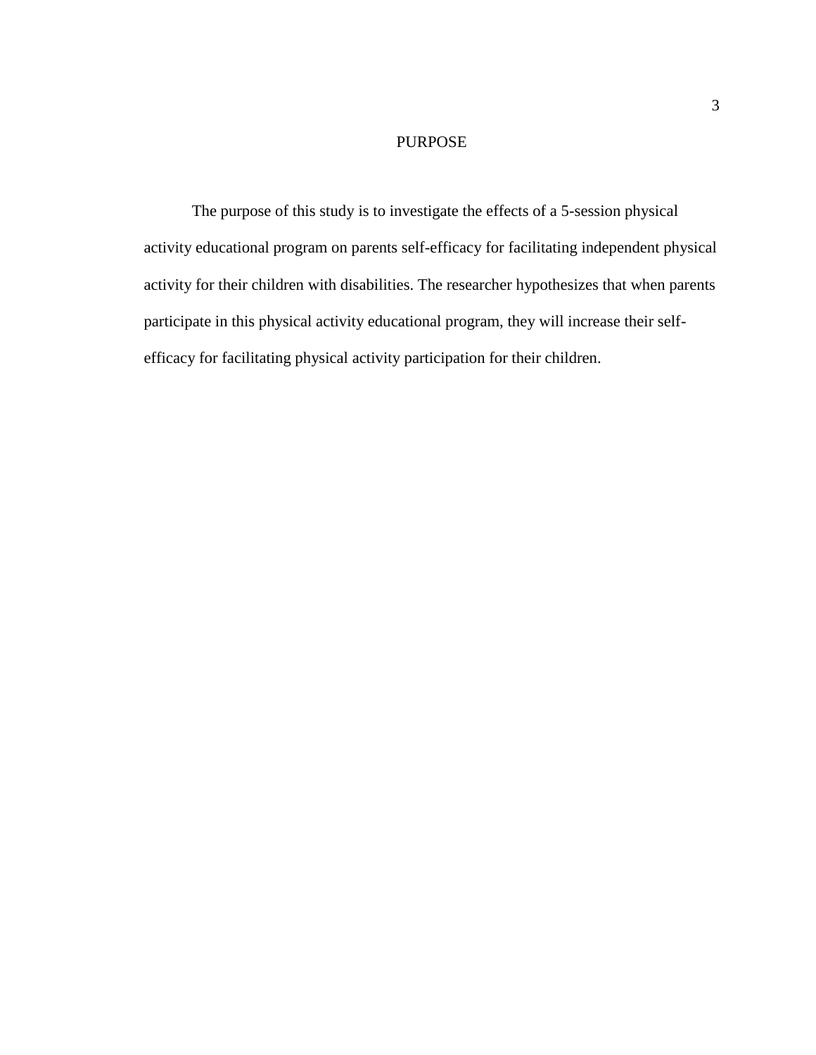# PURPOSE

The purpose of this study is to investigate the effects of a 5-session physical activity educational program on parents self-efficacy for facilitating independent physical activity for their children with disabilities. The researcher hypothesizes that when parents participate in this physical activity educational program, they will increase their self-efficacy for facilitating physical activity participation for their children.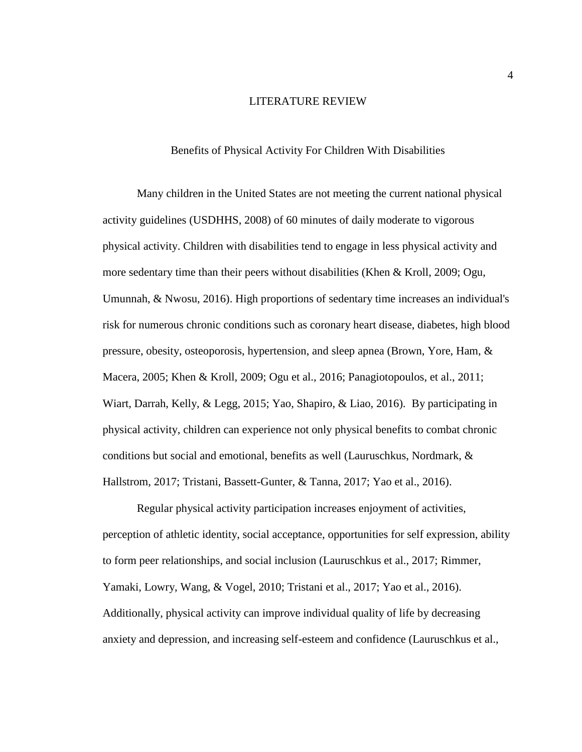# LITERATURE REVIEW

## Benefits of Physical Activity For Children With Disabilities

Many children in the United States are not meeting the current national physical activity guidelines (USDHHS, 2008) of 60 minutes of daily moderate to vigorous physical activity. Children with disabilities tend to engage in less physical activity and more sedentary time than their peers without disabilities (Khen & Kroll, 2009; Ogu, Umunnah, & Nwosu, 2016). High proportions of sedentary time increases an individual's risk for numerous chronic conditions such as coronary heart disease, diabetes, high blood pressure, obesity, osteoporosis, hypertension, and sleep apnea (Brown, Yore, Ham, & Macera, 2005; Khen & Kroll, 2009; Ogu et al., 2016; Panagiotopoulos, et al., 2011; Wiart, Darrah, Kelly, & Legg, 2015; Yao, Shapiro, & Liao, 2016). By participating in physical activity, children can experience not only physical benefits to combat chronic conditions but social and emotional, benefits as well (Lauruschkus, Nordmark, & Hallstrom, 2017; Tristani, Bassett-Gunter, & Tanna, 2017; Yao et al., 2016).

Regular physical activity participation increases enjoyment of activities, perception of athletic identity, social acceptance, opportunities for self expression, ability to form peer relationships, and social inclusion (Lauruschkus et al., 2017; Rimmer, Yamaki, Lowry, Wang, & Vogel, 2010; Tristani et al., 2017; Yao et al., 2016). Additionally, physical activity can improve individual quality of life by decreasing anxiety and depression, and increasing self-esteem and confidence (Lauruschkus et al.,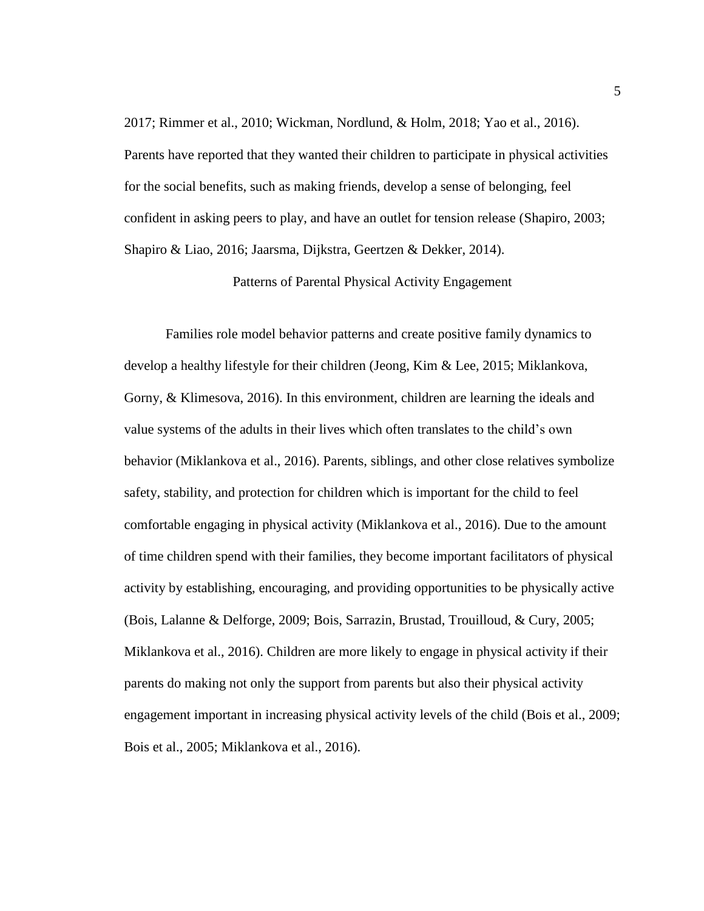2017; Rimmer et al., 2010; Wickman, Nordlund, & Holm, 2018; Yao et al., 2016). Parents have reported that they wanted their children to participate in physical activities for the social benefits, such as making friends, develop a sense of belonging, feel confident in asking peers to play, and have an outlet for tension release (Shapiro, 2003; Shapiro & Liao, 2016; Jaarsma, Dijkstra, Geertzen & Dekker, 2014).

## Patterns of Parental Physical Activity Engagement

Families role model behavior patterns and create positive family dynamics to develop a healthy lifestyle for their children (Jeong, Kim & Lee, 2015; Miklankova, Gorny, & Klimesova, 2016). In this environment, children are learning the ideals and value systems of the adults in their lives which often translates to the child's own behavior (Miklankova et al., 2016). Parents, siblings, and other close relatives symbolize safety, stability, and protection for children which is important for the child to feel comfortable engaging in physical activity (Miklankova et al., 2016). Due to the amount of time children spend with their families, they become important facilitators of physical activity by establishing, encouraging, and providing opportunities to be physically active (Bois, Lalanne & Delforge, 2009; Bois, Sarrazin, Brustad, Trouilloud, & Cury, 2005; Miklankova et al., 2016). Children are more likely to engage in physical activity if their parents do making not only the support from parents but also their physical activity engagement important in increasing physical activity levels of the child (Bois et al., 2009; Bois et al., 2005; Miklankova et al., 2016).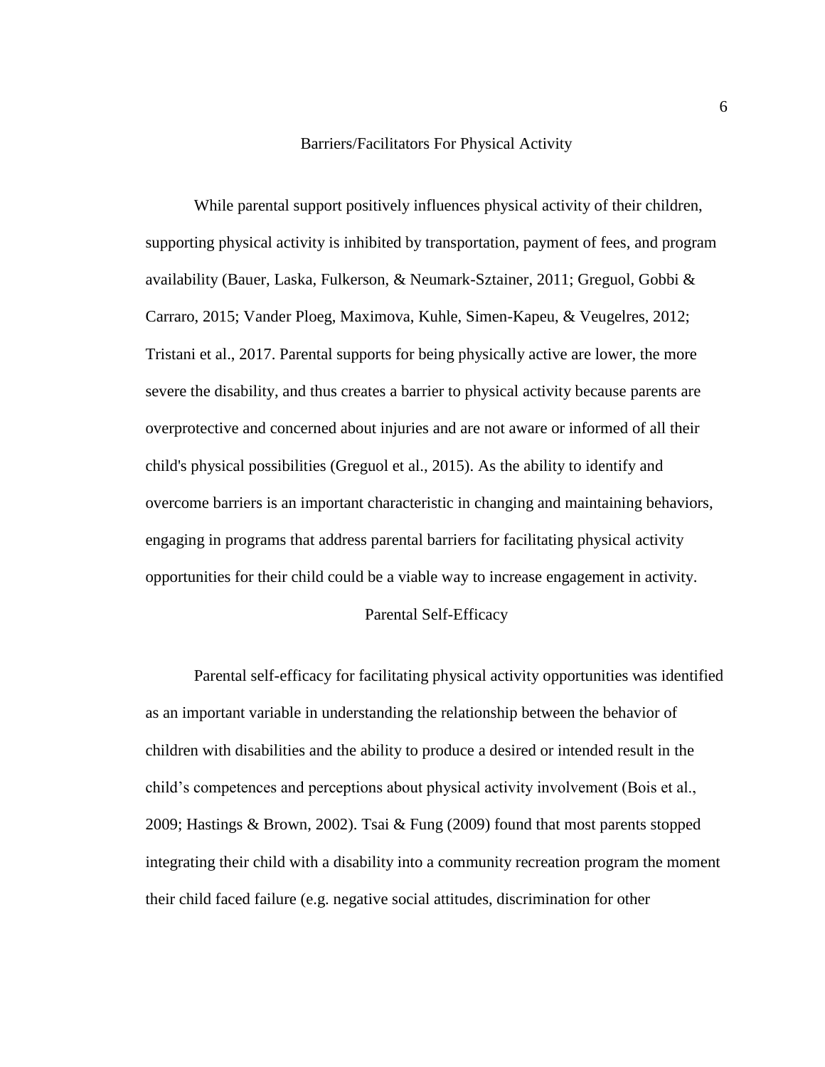## Barriers/Facilitators For Physical Activity

While parental support positively influences physical activity of their children, supporting physical activity is inhibited by transportation, payment of fees, and program availability (Bauer, Laska, Fulkerson, & Neumark-Sztainer, 2011; Greguol, Gobbi & Carraro, 2015; Vander Ploeg, Maximova, Kuhle, Simen-Kapeu, & Veugelres, 2012; Tristani et al., 2017. Parental supports for being physically active are lower, the more severe the disability, and thus creates a barrier to physical activity because parents are overprotective and concerned about injuries and are not aware or informed of all their child's physical possibilities (Greguol et al., 2015). As the ability to identify and overcome barriers is an important characteristic in changing and maintaining behaviors, engaging in programs that address parental barriers for facilitating physical activity opportunities for their child could be a viable way to increase engagement in activity.

## Parental Self-Efficacy

Parental self-efficacy for facilitating physical activity opportunities was identified as an important variable in understanding the relationship between the behavior of children with disabilities and the ability to produce a desired or intended result in the child's competences and perceptions about physical activity involvement (Bois et al., 2009; Hastings & Brown, 2002). Tsai & Fung (2009) found that most parents stopped integrating their child with a disability into a community recreation program the moment their child faced failure (e.g. negative social attitudes, discrimination for other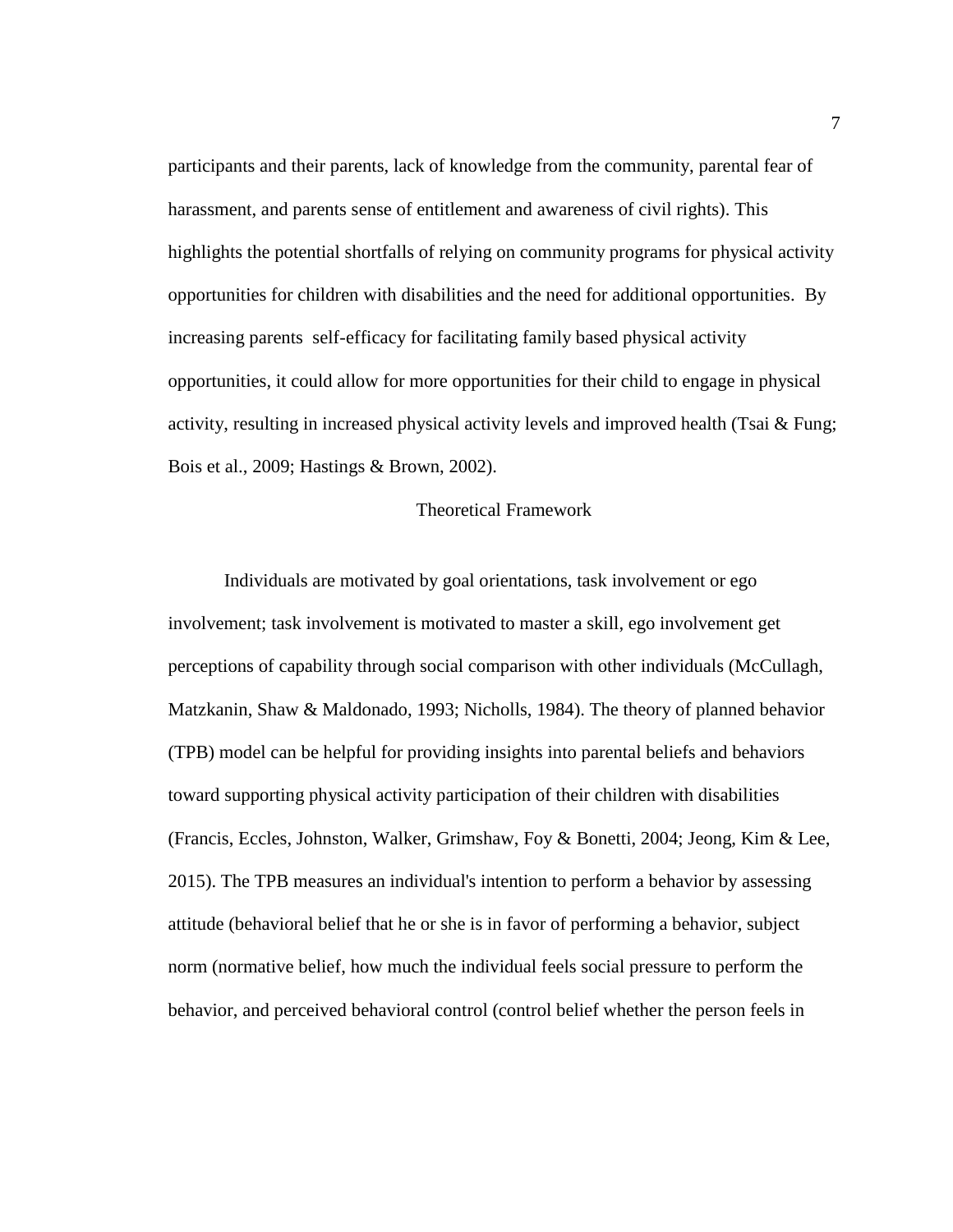participants and their parents, lack of knowledge from the community, parental fear of harassment, and parents sense of entitlement and awareness of civil rights). This highlights the potential shortfalls of relying on community programs for physical activity opportunities for children with disabilities and the need for additional opportunities. By increasing parents self-efficacy for facilitating family based physical activity opportunities, it could allow for more opportunities for their child to engage in physical activity, resulting in increased physical activity levels and improved health (Tsai & Fung; Bois et al., 2009; Hastings & Brown, 2002).

## Theoretical Framework

Individuals are motivated by goal orientations, task involvement or ego involvement; task involvement is motivated to master a skill, ego involvement get perceptions of capability through social comparison with other individuals (McCullagh, Matzkanin, Shaw & Maldonado, 1993; Nicholls, 1984). The theory of planned behavior (TPB) model can be helpful for providing insights into parental beliefs and behaviors toward supporting physical activity participation of their children with disabilities (Francis, Eccles, Johnston, Walker, Grimshaw, Foy & Bonetti, 2004; Jeong, Kim & Lee, 2015). The TPB measures an individual's intention to perform a behavior by assessing attitude (behavioral belief that he or she is in favor of performing a behavior, subject norm (normative belief, how much the individual feels social pressure to perform the behavior, and perceived behavioral control (control belief whether the person feels in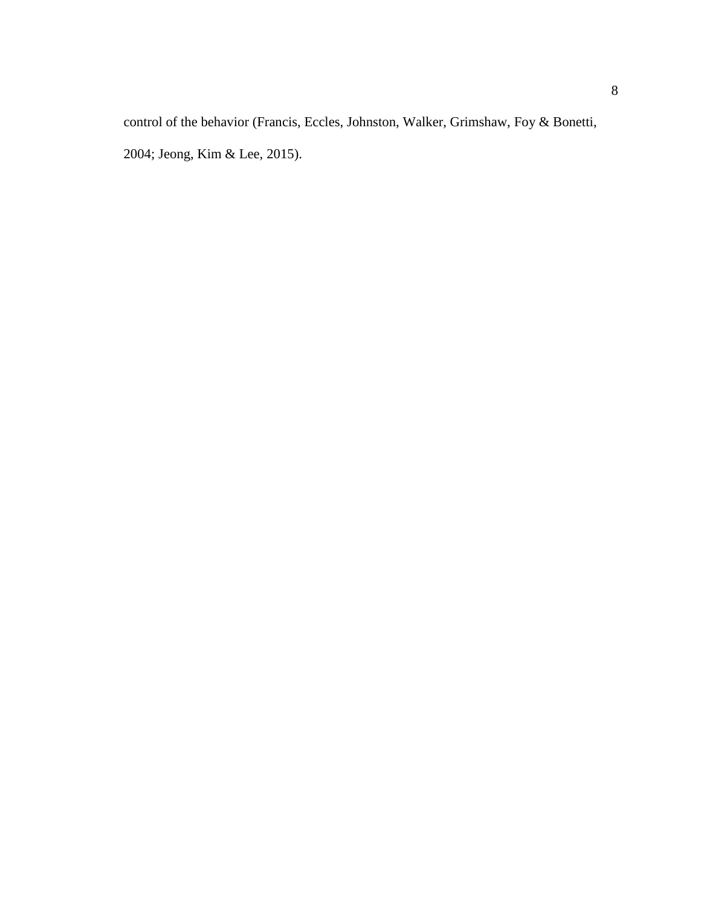control of the behavior (Francis, Eccles, Johnston, Walker, Grimshaw, Foy & Bonetti, 2004; Jeong, Kim & Lee, 2015).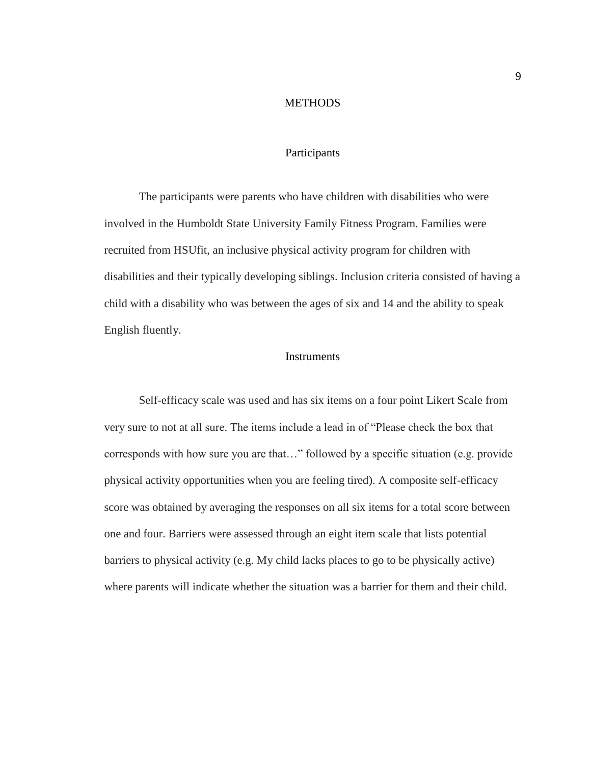# METHODS

## Participants

The participants were parents who have children with disabilities who were involved in the Humboldt State University Family Fitness Program. Families were recruited from HSUfit, an inclusive physical activity program for children with disabilities and their typically developing siblings. Inclusion criteria consisted of having a child with a disability who was between the ages of six and 14 and the ability to speak English fluently.

## Instruments

Self-efficacy scale was used and has six items on a four point Likert Scale from very sure to not at all sure. The items include a lead in of "Please check the box that corresponds with how sure you are that…" followed by a specific situation (e.g. provide physical activity opportunities when you are feeling tired). A composite self-efficacy score was obtained by averaging the responses on all six items for a total score between one and four. Barriers were assessed through an eight item scale that lists potential barriers to physical activity (e.g. My child lacks places to go to be physically active) where parents will indicate whether the situation was a barrier for them and their child.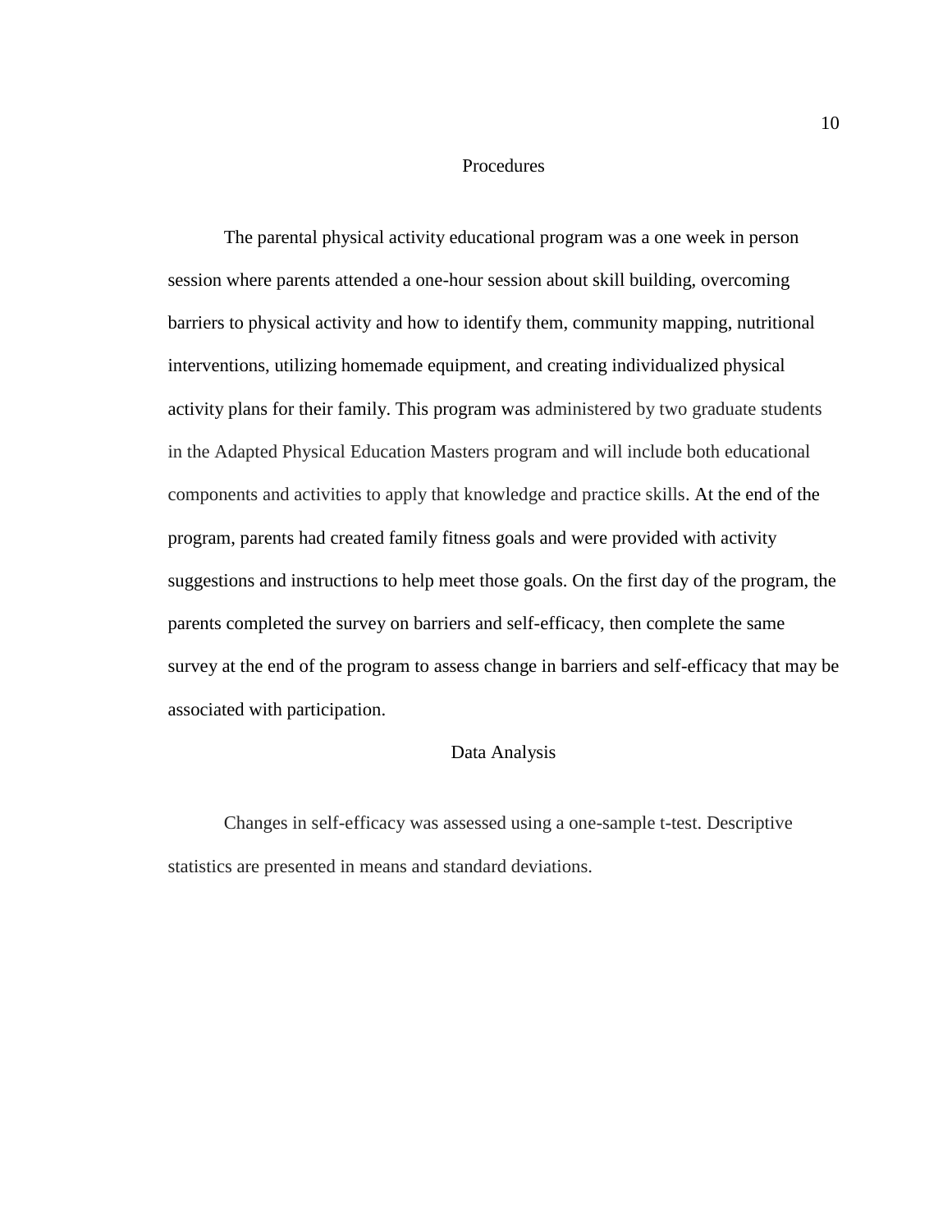## Procedures

The parental physical activity educational program was a one week in person session where parents attended a one-hour session about skill building, overcoming barriers to physical activity and how to identify them, community mapping, nutritional interventions, utilizing homemade equipment, and creating individualized physical activity plans for their family. This program was administered by two graduate students in the Adapted Physical Education Masters program and will include both educational components and activities to apply that knowledge and practice skills. At the end of the program, parents had created family fitness goals and were provided with activity suggestions and instructions to help meet those goals. On the first day of the program, the parents completed the survey on barriers and self-efficacy, then complete the same survey at the end of the program to assess change in barriers and self-efficacy that may be associated with participation.

## Data Analysis

Changes in self-efficacy was assessed using a one-sample t-test. Descriptive statistics are presented in means and standard deviations.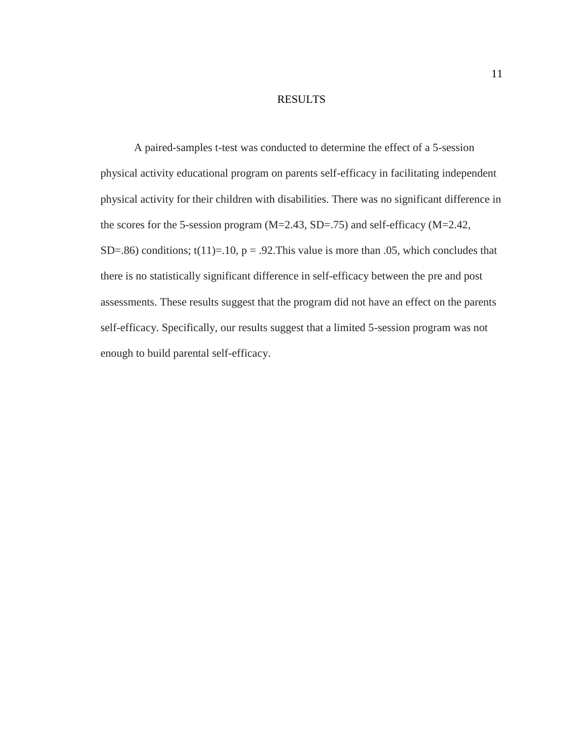# RESULTS

A paired-samples t-test was conducted to determine the effect of a 5-session physical activity educational program on parents self-efficacy in facilitating independent physical activity for their children with disabilities. There was no significant difference in the scores for the 5-session program ($M=2.43$, $SD=.75$) and self-efficacy ($M=2.42$, $SD=.86$) conditions; $t(11)=.10$, $p = .92$.This value is more than .05, which concludes that there is no statistically significant difference in self-efficacy between the pre and post assessments. These results suggest that the program did not have an effect on the parents self-efficacy. Specifically, our results suggest that a limited 5-session program was not enough to build parental self-efficacy.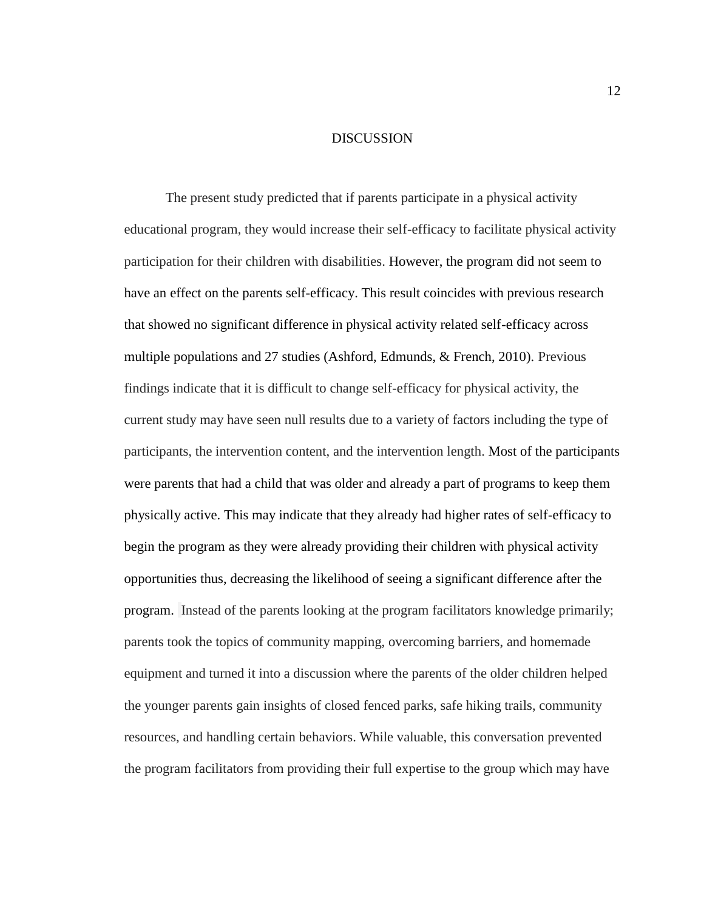# DISCUSSION

The present study predicted that if parents participate in a physical activity educational program, they would increase their self-efficacy to facilitate physical activity participation for their children with disabilities. However, the program did not seem to have an effect on the parents self-efficacy. This result coincides with previous research that showed no significant difference in physical activity related self-efficacy across multiple populations and 27 studies (Ashford, Edmunds, & French, 2010). Previous findings indicate that it is difficult to change self-efficacy for physical activity, the current study may have seen null results due to a variety of factors including the type of participants, the intervention content, and the intervention length. Most of the participants were parents that had a child that was older and already a part of programs to keep them physically active. This may indicate that they already had higher rates of self-efficacy to begin the program as they were already providing their children with physical activity opportunities thus, decreasing the likelihood of seeing a significant difference after the program. Instead of the parents looking at the program facilitators knowledge primarily; parents took the topics of community mapping, overcoming barriers, and homemade equipment and turned it into a discussion where the parents of the older children helped the younger parents gain insights of closed fenced parks, safe hiking trails, community resources, and handling certain behaviors. While valuable, this conversation prevented the program facilitators from providing their full expertise to the group which may have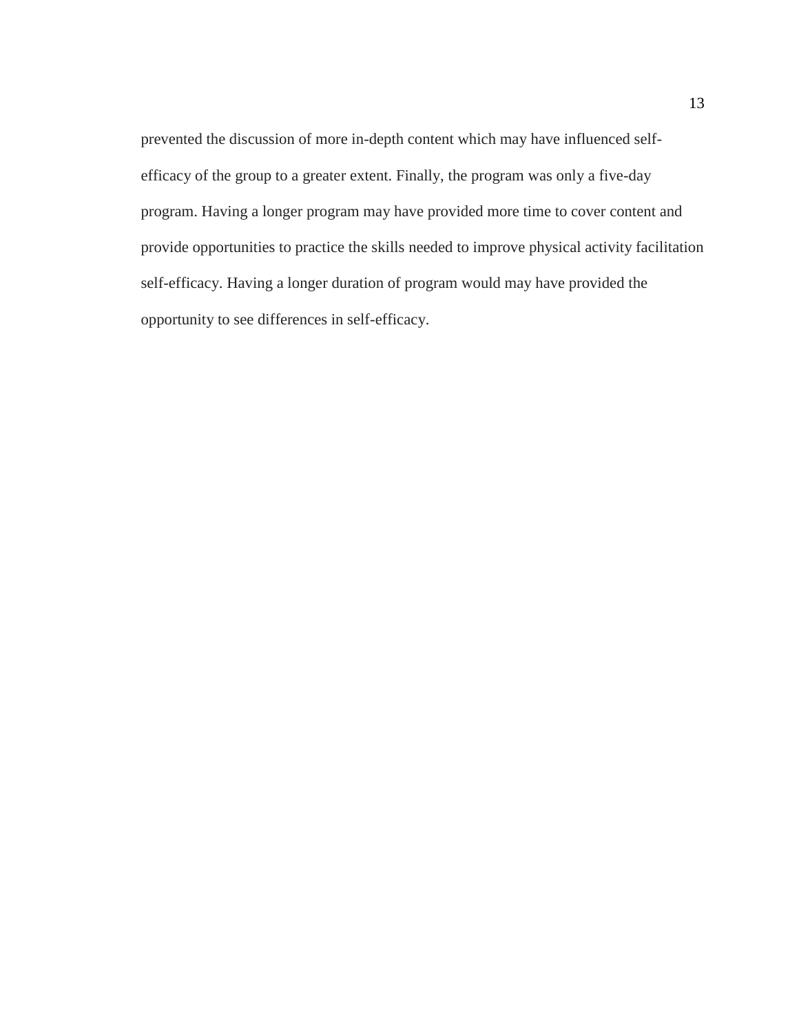prevented the discussion of more in-depth content which may have influenced self-efficacy of the group to a greater extent. Finally, the program was only a five-day program. Having a longer program may have provided more time to cover content and provide opportunities to practice the skills needed to improve physical activity facilitation self-efficacy. Having a longer duration of program would may have provided the opportunity to see differences in self-efficacy.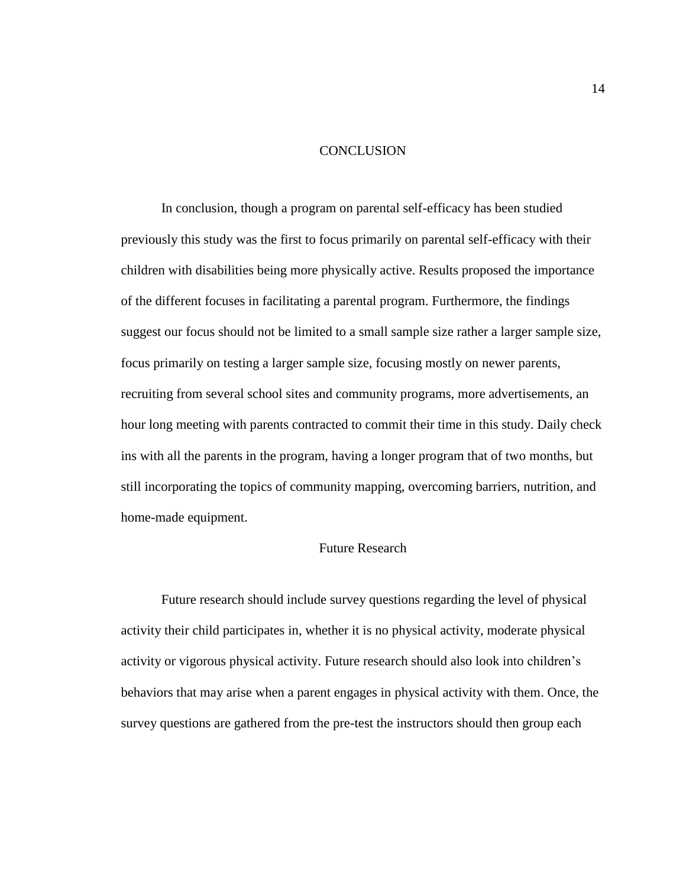# CONCLUSION

In conclusion, though a program on parental self-efficacy has been studied previously this study was the first to focus primarily on parental self-efficacy with their children with disabilities being more physically active. Results proposed the importance of the different focuses in facilitating a parental program. Furthermore, the findings suggest our focus should not be limited to a small sample size rather a larger sample size, focus primarily on testing a larger sample size, focusing mostly on newer parents, recruiting from several school sites and community programs, more advertisements, an hour long meeting with parents contracted to commit their time in this study. Daily check ins with all the parents in the program, having a longer program that of two months, but still incorporating the topics of community mapping, overcoming barriers, nutrition, and home-made equipment.

## Future Research

Future research should include survey questions regarding the level of physical activity their child participates in, whether it is no physical activity, moderate physical activity or vigorous physical activity. Future research should also look into children's behaviors that may arise when a parent engages in physical activity with them. Once, the survey questions are gathered from the pre-test the instructors should then group each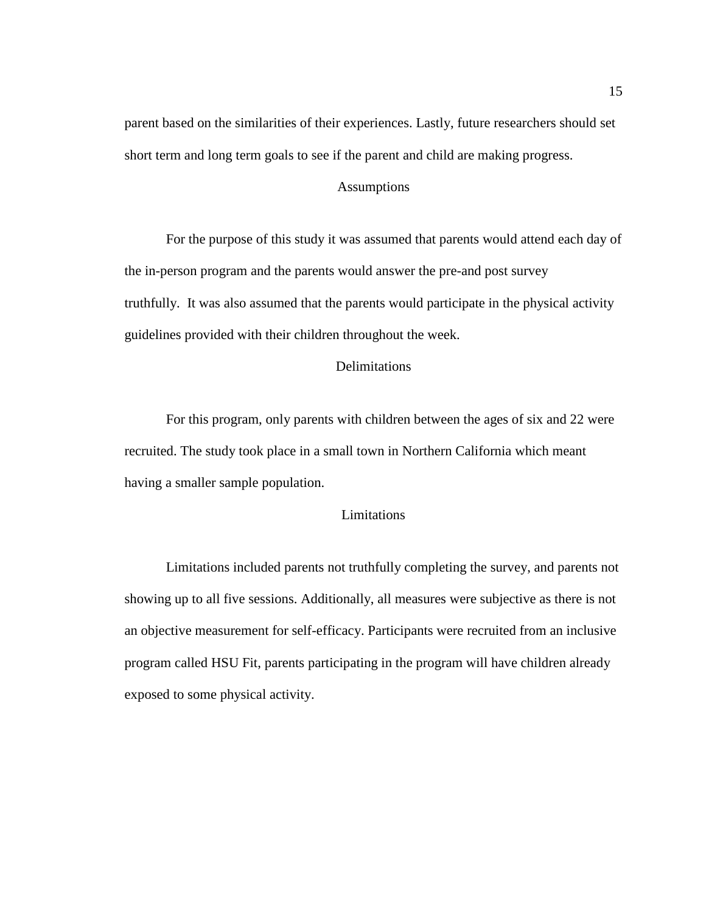parent based on the similarities of their experiences. Lastly, future researchers should set short term and long term goals to see if the parent and child are making progress.

## Assumptions

For the purpose of this study it was assumed that parents would attend each day of the in-person program and the parents would answer the pre-and post survey truthfully. It was also assumed that the parents would participate in the physical activity guidelines provided with their children throughout the week.

## Delimitations

For this program, only parents with children between the ages of six and 22 were recruited. The study took place in a small town in Northern California which meant having a smaller sample population.

## Limitations

Limitations included parents not truthfully completing the survey, and parents not showing up to all five sessions. Additionally, all measures were subjective as there is not an objective measurement for self-efficacy. Participants were recruited from an inclusive program called HSU Fit, parents participating in the program will have children already exposed to some physical activity.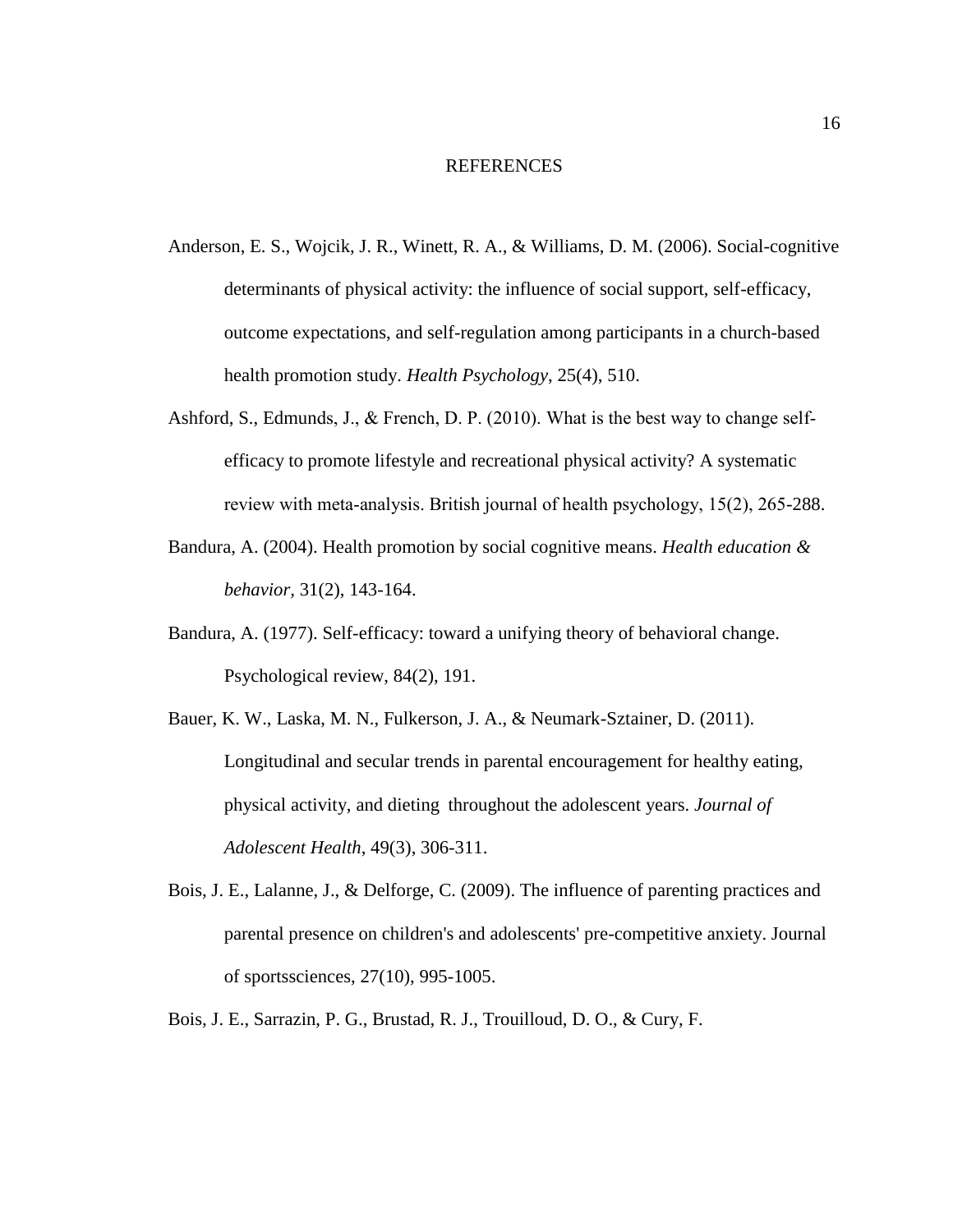# REFERENCES

Anderson, E. S., Wojcik, J. R., Winett, R. A., & Williams, D. M. (2006). Social-cognitive determinants of physical activity: the influence of social support, self-efficacy, outcome expectations, and self-regulation among participants in a church-based health promotion study. *Health Psychology*, 25(4), 510.

Ashford, S., Edmunds, J., & French, D. P. (2010). What is the best way to change self-efficacy to promote lifestyle and recreational physical activity? A systematic review with meta-analysis. British journal of health psychology, 15(2), 265-288.

Bandura, A. (2004). Health promotion by social cognitive means. *Health education & behavior,* 31(2), 143-164.

Bandura, A. (1977). Self-efficacy: toward a unifying theory of behavioral change. Psychological review, 84(2), 191.

Bauer, K. W., Laska, M. N., Fulkerson, J. A., & Neumark-Sztainer, D. (2011). Longitudinal and secular trends in parental encouragement for healthy eating, physical activity, and dieting throughout the adolescent years. *Journal of Adolescent Health*, 49(3), 306-311.

Bois, J. E., Lalanne, J., & Delforge, C. (2009). The influence of parenting practices and parental presence on children's and adolescents' pre-competitive anxiety. Journal of sportssciences, 27(10), 995-1005.

Bois, J. E., Sarrazin, P. G., Brustad, R. J., Trouilloud, D. O., & Cury, F.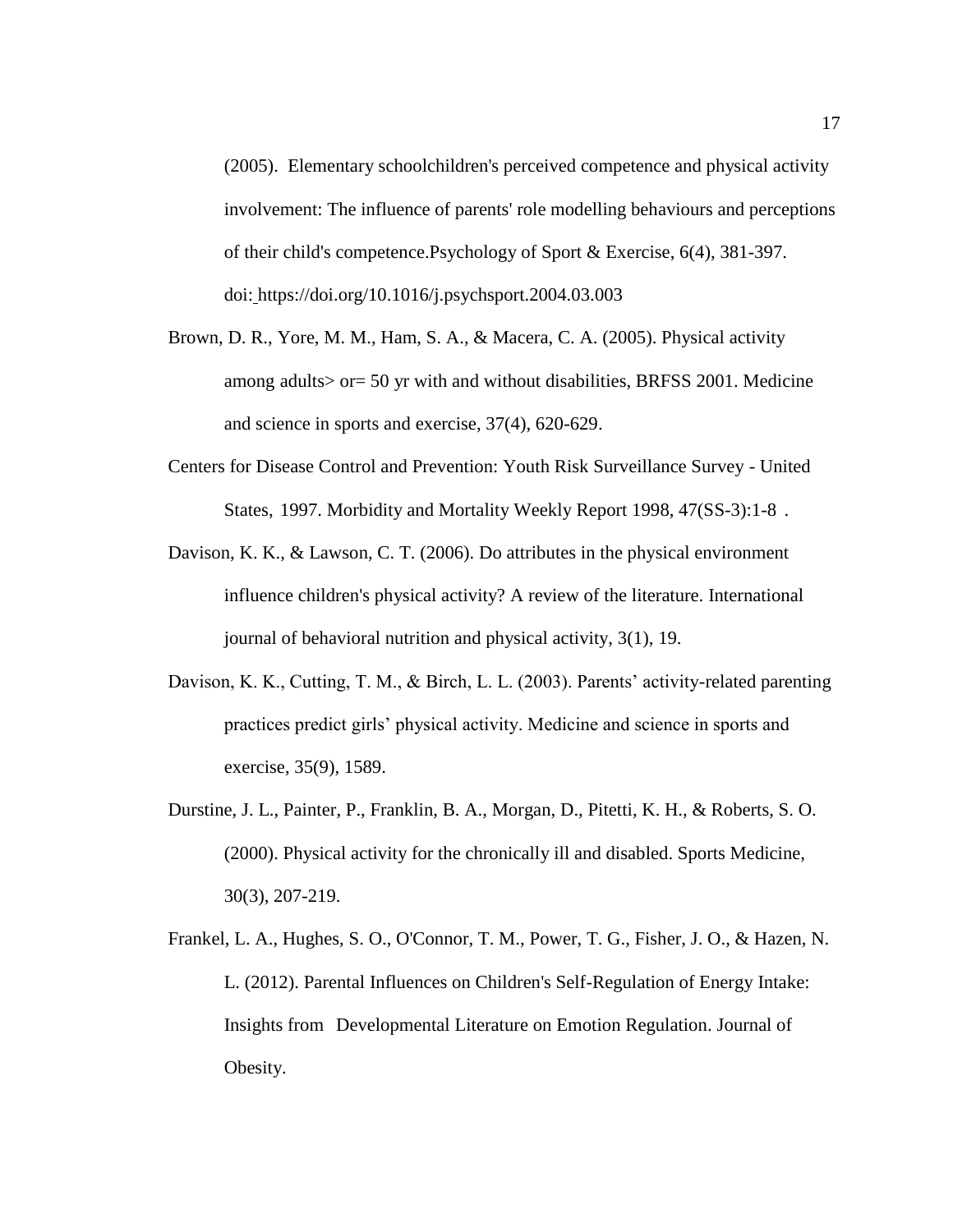(2005). Elementary schoolchildren's perceived competence and physical activity involvement: The influence of parents' role modelling behaviours and perceptions of their child's competence.Psychology of Sport & Exercise, 6(4), 381-397. doi: https://doi.org/10.1016/j.psychsport.2004.03.003

Brown, D. R., Yore, M. M., Ham, S. A., & Macera, C. A. (2005). Physical activity among adults> or= 50 yr with and without disabilities, BRFSS 2001. Medicine and science in sports and exercise, 37(4), 620-629.

Centers for Disease Control and Prevention: Youth Risk Surveillance Survey - United States, 1997. Morbidity and Mortality Weekly Report 1998, 47(SS-3):1-8 .

Davison, K. K., & Lawson, C. T. (2006). Do attributes in the physical environment influence children's physical activity? A review of the literature. International journal of behavioral nutrition and physical activity, 3(1), 19.

Davison, K. K., Cutting, T. M., & Birch, L. L. (2003). Parents' activity-related parenting practices predict girls' physical activity. Medicine and science in sports and exercise, 35(9), 1589.

Durstine, J. L., Painter, P., Franklin, B. A., Morgan, D., Pitetti, K. H., & Roberts, S. O. (2000). Physical activity for the chronically ill and disabled. Sports Medicine, 30(3), 207-219.

Frankel, L. A., Hughes, S. O., O'Connor, T. M., Power, T. G., Fisher, J. O., & Hazen, N. L. (2012). Parental Influences on Children's Self-Regulation of Energy Intake: Insights from Developmental Literature on Emotion Regulation. Journal of Obesity.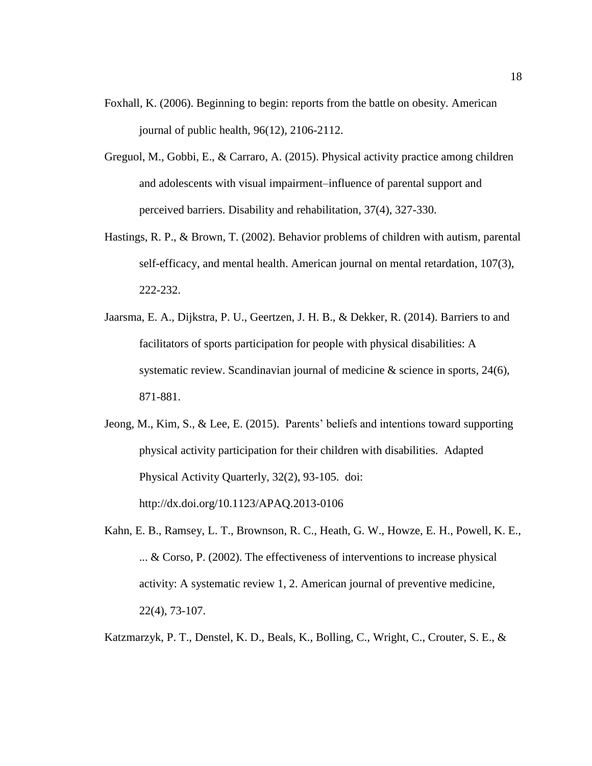Foxhall, K. (2006). Beginning to begin: reports from the battle on obesity. American journal of public health, 96(12), 2106-2112.

Greguol, M., Gobbi, E., & Carraro, A. (2015). Physical activity practice among children and adolescents with visual impairment–influence of parental support and perceived barriers. Disability and rehabilitation, 37(4), 327-330.

Hastings, R. P., & Brown, T. (2002). Behavior problems of children with autism, parental self-efficacy, and mental health. American journal on mental retardation, 107(3), 222-232.

Jaarsma, E. A., Dijkstra, P. U., Geertzen, J. H. B., & Dekker, R. (2014). Barriers to and facilitators of sports participation for people with physical disabilities: A systematic review. Scandinavian journal of medicine & science in sports, 24(6), 871-881.

Jeong, M., Kim, S., & Lee, E. (2015). Parents' beliefs and intentions toward supporting physical activity participation for their children with disabilities. Adapted Physical Activity Quarterly, 32(2), 93-105. doi: http://dx.doi.org/10.1123/APAQ.2013-0106

Kahn, E. B., Ramsey, L. T., Brownson, R. C., Heath, G. W., Howze, E. H., Powell, K. E., ... & Corso, P. (2002). The effectiveness of interventions to increase physical activity: A systematic review 1, 2. American journal of preventive medicine, 22(4), 73-107.

Katzmarzyk, P. T., Denstel, K. D., Beals, K., Bolling, C., Wright, C., Crouter, S. E., &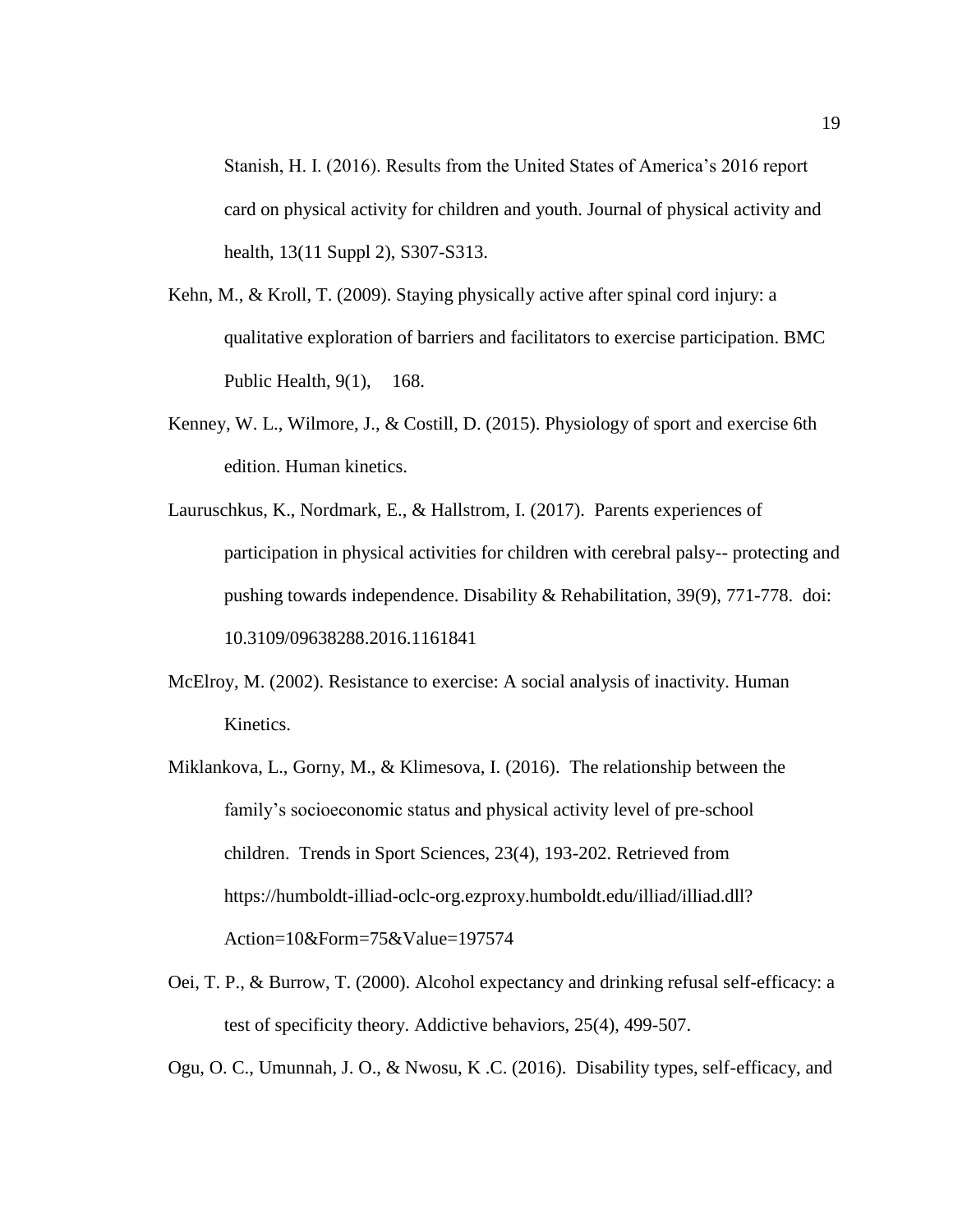Stanish, H. I. (2016). Results from the United States of America's 2016 report card on physical activity for children and youth. Journal of physical activity and health, 13(11 Suppl 2), S307-S313.

Kehn, M., & Kroll, T. (2009). Staying physically active after spinal cord injury: a qualitative exploration of barriers and facilitators to exercise participation. BMC Public Health, 9(1), 168.

Kenney, W. L., Wilmore, J., & Costill, D. (2015). Physiology of sport and exercise 6th edition. Human kinetics.

Lauruschkus, K., Nordmark, E., & Hallstrom, I. (2017). Parents experiences of participation in physical activities for children with cerebral palsy-- protecting and pushing towards independence. Disability & Rehabilitation, 39(9), 771-778. doi: 10.3109/09638288.2016.1161841

McElroy, M. (2002). Resistance to exercise: A social analysis of inactivity. Human Kinetics.

Miklankova, L., Gorny, M., & Klimesova, I. (2016). The relationship between the family's socioeconomic status and physical activity level of pre-school children. Trends in Sport Sciences, 23(4), 193-202. Retrieved from https://humboldt-illiad-oclc-org.ezproxy.humboldt.edu/illiad/illiad.dll?Action=10&Form=75&Value=197574

Oei, T. P., & Burrow, T. (2000). Alcohol expectancy and drinking refusal self-efficacy: a test of specificity theory. Addictive behaviors, 25(4), 499-507.

Ogu, O. C., Umunnah, J. O., & Nwosu, K .C. (2016). Disability types, self-efficacy, and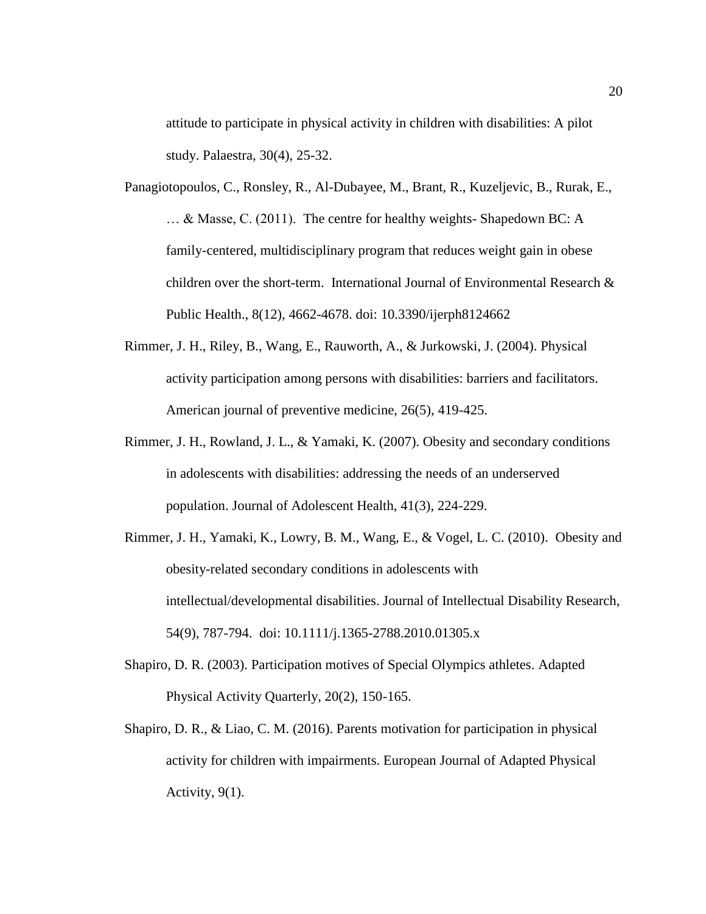attitude to participate in physical activity in children with disabilities: A pilot study. Palaestra, 30(4), 25-32.

Panagiotopoulos, C., Ronsley, R., Al-Dubayee, M., Brant, R., Kuzeljevic, B., Rurak, E., … & Masse, C. (2011). The centre for healthy weights- Shapedown BC: A family-centered, multidisciplinary program that reduces weight gain in obese children over the short-term. International Journal of Environmental Research & Public Health., 8(12), 4662-4678. doi: 10.3390/ijerph8124662

Rimmer, J. H., Riley, B., Wang, E., Rauworth, A., & Jurkowski, J. (2004). Physical activity participation among persons with disabilities: barriers and facilitators. American journal of preventive medicine, 26(5), 419-425.

Rimmer, J. H., Rowland, J. L., & Yamaki, K. (2007). Obesity and secondary conditions in adolescents with disabilities: addressing the needs of an underserved population. Journal of Adolescent Health, 41(3), 224-229.

Rimmer, J. H., Yamaki, K., Lowry, B. M., Wang, E., & Vogel, L. C. (2010). Obesity and obesity-related secondary conditions in adolescents with intellectual/developmental disabilities. Journal of Intellectual Disability Research, 54(9), 787-794. doi: 10.1111/j.1365-2788.2010.01305.x

Shapiro, D. R. (2003). Participation motives of Special Olympics athletes. Adapted Physical Activity Quarterly, 20(2), 150-165.

Shapiro, D. R., & Liao, C. M. (2016). Parents motivation for participation in physical activity for children with impairments. European Journal of Adapted Physical Activity, 9(1).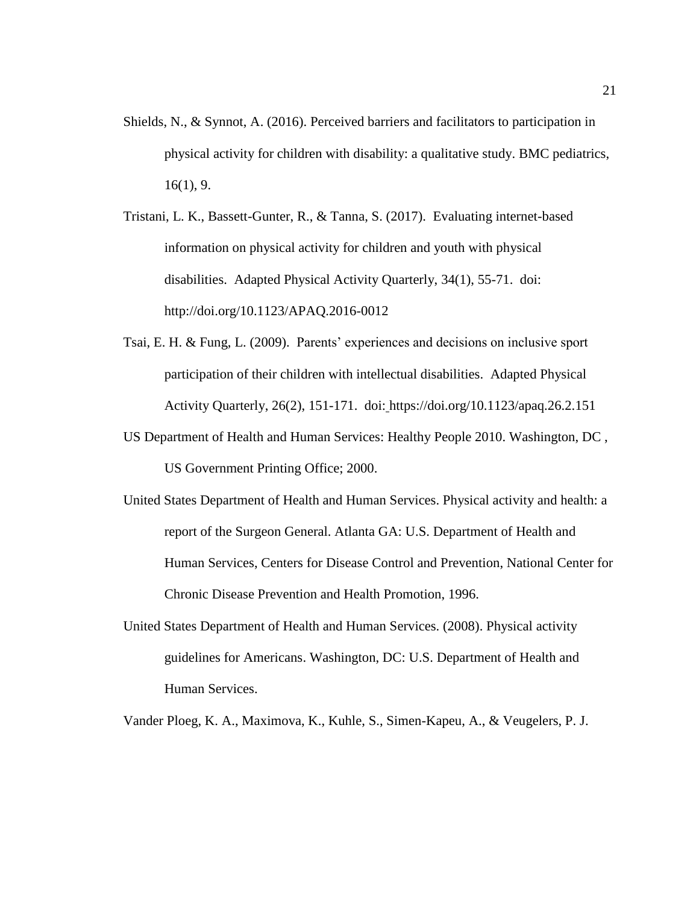Shields, N., & Synnot, A. (2016). Perceived barriers and facilitators to participation in physical activity for children with disability: a qualitative study. BMC pediatrics, 16(1), 9.

Tristani, L. K., Bassett-Gunter, R., & Tanna, S. (2017). Evaluating internet-based information on physical activity for children and youth with physical disabilities. Adapted Physical Activity Quarterly, 34(1), 55-71. doi: http://doi.org/10.1123/APAQ.2016-0012

Tsai, E. H. & Fung, L. (2009). Parents' experiences and decisions on inclusive sport participation of their children with intellectual disabilities. Adapted Physical Activity Quarterly, 26(2), 151-171. doi: https://doi.org/10.1123/apaq.26.2.151

US Department of Health and Human Services: Healthy People 2010. Washington, DC , US Government Printing Office; 2000.

United States Department of Health and Human Services. Physical activity and health: a report of the Surgeon General. Atlanta GA: U.S. Department of Health and Human Services, Centers for Disease Control and Prevention, National Center for Chronic Disease Prevention and Health Promotion, 1996.

United States Department of Health and Human Services. (2008). Physical activity guidelines for Americans. Washington, DC: U.S. Department of Health and Human Services.

Vander Ploeg, K. A., Maximova, K., Kuhle, S., Simen-Kapeu, A., & Veugelers, P. J.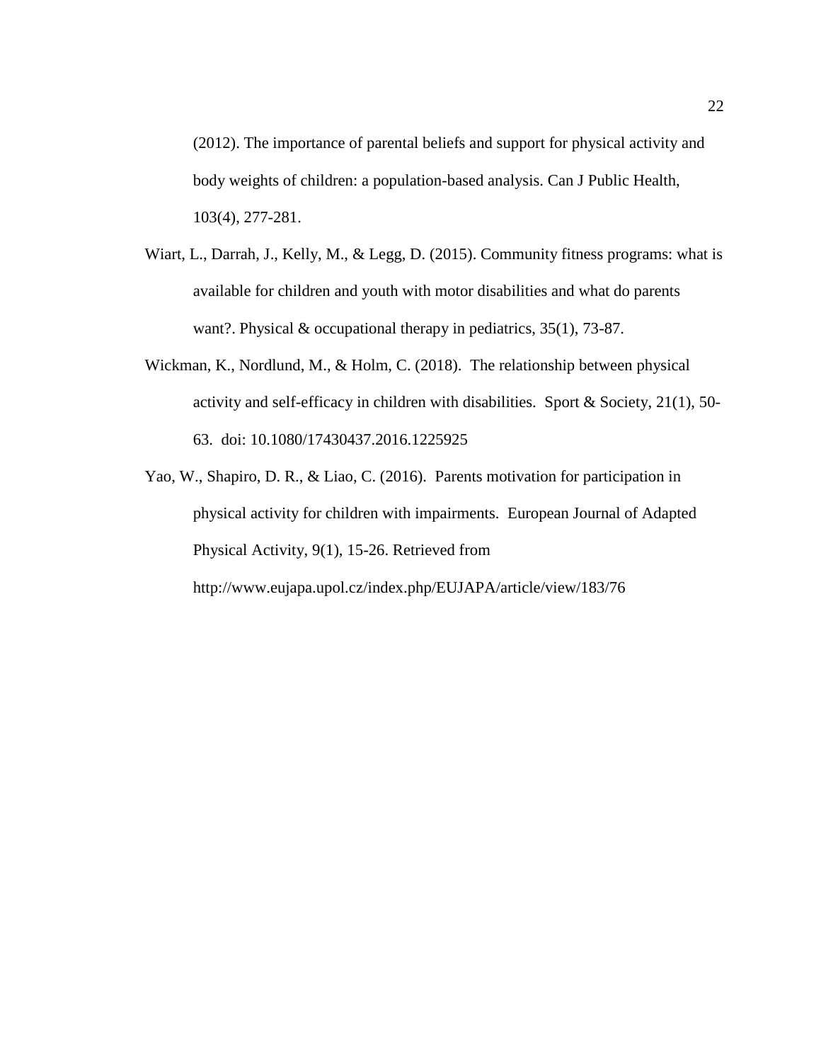(2012). The importance of parental beliefs and support for physical activity and body weights of children: a population-based analysis. Can J Public Health, 103(4), 277-281.

Wiart, L., Darrah, J., Kelly, M., & Legg, D. (2015). Community fitness programs: what is available for children and youth with motor disabilities and what do parents want?. Physical & occupational therapy in pediatrics, 35(1), 73-87.

Wickman, K., Nordlund, M., & Holm, C. (2018). The relationship between physical activity and self-efficacy in children with disabilities. Sport & Society, 21(1), 50-63. doi: 10.1080/17430437.2016.1225925

Yao, W., Shapiro, D. R., & Liao, C. (2016). Parents motivation for participation in physical activity for children with impairments. European Journal of Adapted Physical Activity, 9(1), 15-26. Retrieved from http://www.eujapa.upol.cz/index.php/EUJAPA/article/view/183/76